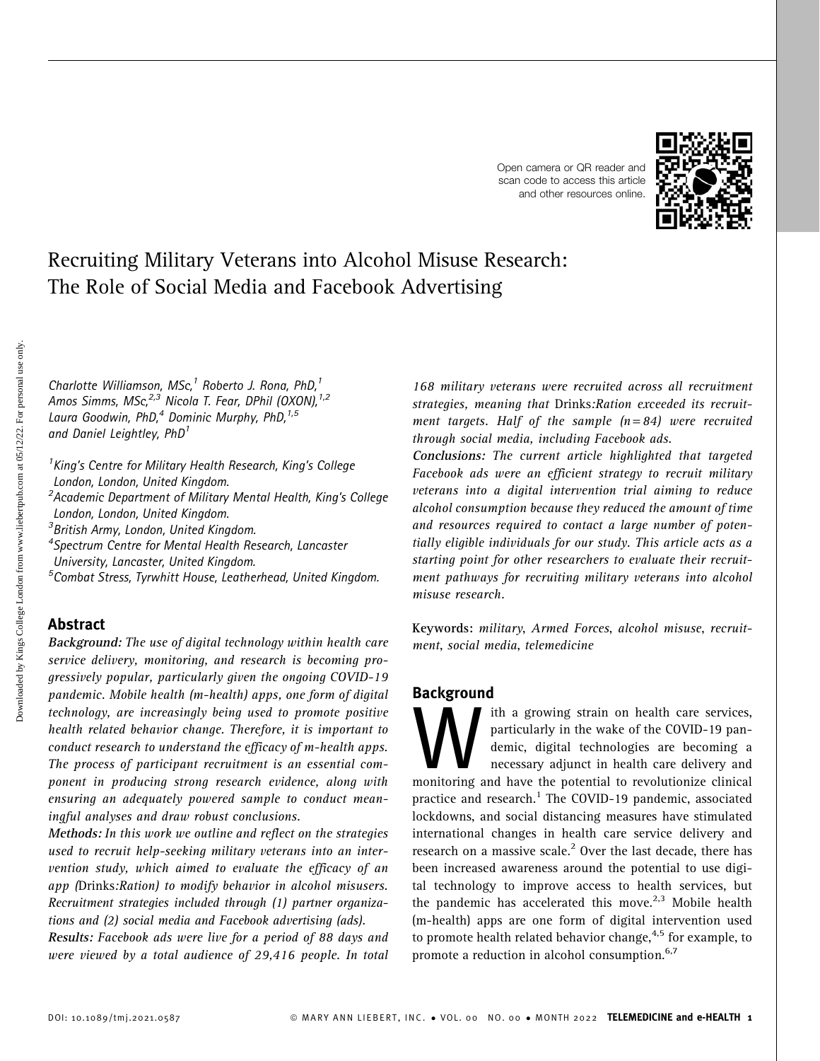# Recruiting Military Veterans into Alcohol Misuse Research: The Role of Social Media and Facebook Advertising

*Charlotte Williamson, MSc,[1] Roberto J. Rona, PhD,[1] Amos Simms, MSc,[2,3] Nicola T. Fear, DPhil (OXON),[1,2] Laura Goodwin, PhD,[4] Dominic Murphy, PhD,[1,5] and Daniel Leightley, PhD[1]*

[1]King's Centre for Military Health Research, King's College London, London, United Kingdom.
[2]Academic Department of Military Mental Health, King's College London, London, United Kingdom.
[3]British Army, London, United Kingdom.
[4]Spectrum Centre for Mental Health Research, Lancaster University, Lancaster, United Kingdom.
[5]Combat Stress, Tyrwhitt House, Leatherhead, United Kingdom.

## Abstract

***Background:*** *The use of digital technology within health care service delivery, monitoring, and research is becoming progressively popular, particularly given the ongoing COVID-19 pandemic. Mobile health (m-health) apps, one form of digital technology, are increasingly being used to promote positive health related behavior change. Therefore, it is important to conduct research to understand the efficacy of m-health apps. The process of participant recruitment is an essential component in producing strong research evidence, along with ensuring an adequately powered sample to conduct meaningful analyses and draw robust conclusions.*

***Methods:*** *In this work we outline and reflect on the strategies used to recruit help-seeking military veterans into an intervention study, which aimed to evaluate the efficacy of an app (*Drinks*:Ration) to modify behavior in alcohol misusers. Recruitment strategies included through (1) partner organizations and (2) social media and Facebook advertising (ads).*

***Results:*** *Facebook ads were live for a period of 88 days and were viewed by a total audience of 29,416 people. In total 168 military veterans were recruited across all recruitment strategies, meaning that* Drinks*:Ration exceeded its recruitment targets. Half of the sample (n = 84) were recruited through social media, including Facebook ads.*

***Conclusions:*** *The current article highlighted that targeted Facebook ads were an efficient strategy to recruit military veterans into a digital intervention trial aiming to reduce alcohol consumption because they reduced the amount of time and resources required to contact a large number of potentially eligible individuals for our study. This article acts as a starting point for other researchers to evaluate their recruitment pathways for recruiting military veterans into alcohol misuse research.*

**Keywords:** *military, Armed Forces, alcohol misuse, recruitment, social media, telemedicine*

## Background

With a growing strain on health care services, particularly in the wake of the COVID-19 pandemic, digital technologies are becoming a necessary adjunct in health care delivery and monitoring and have the potential to revolutionize clinical practice and research.[1] The COVID-19 pandemic, associated lockdowns, and social distancing measures have stimulated international changes in health care service delivery and research on a massive scale.[2] Over the last decade, there has been increased awareness around the potential to use digital technology to improve access to health services, but the pandemic has accelerated this move.[2,3] Mobile health (m-health) apps are one form of digital intervention used to promote health related behavior change,[4,5] for example, to promote a reduction in alcohol consumption.[6,7]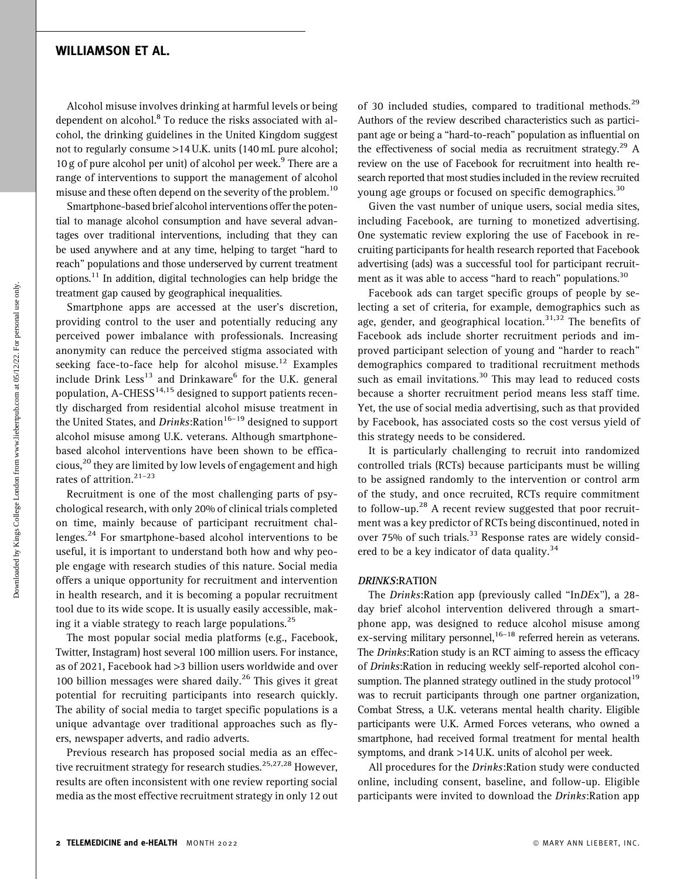Alcohol misuse involves drinking at harmful levels or being dependent on alcohol.[8] To reduce the risks associated with alcohol, the drinking guidelines in the United Kingdom suggest not to regularly consume >14 U.K. units (140 mL pure alcohol; 10 g of pure alcohol per unit) of alcohol per week.[9] There are a range of interventions to support the management of alcohol misuse and these often depend on the severity of the problem.[10]

Smartphone-based brief alcohol interventions offer the potential to manage alcohol consumption and have several advantages over traditional interventions, including that they can be used anywhere and at any time, helping to target "hard to reach" populations and those underserved by current treatment options.[11] In addition, digital technologies can help bridge the treatment gap caused by geographical inequalities.

Smartphone apps are accessed at the user's discretion, providing control to the user and potentially reducing any perceived power imbalance with professionals. Increasing anonymity can reduce the perceived stigma associated with seeking face-to-face help for alcohol misuse.[12] Examples include Drink Less[13] and Drinkaware[6] for the U.K. general population, A-CHESS[14,15] designed to support patients recently discharged from residential alcohol misuse treatment in the United States, and *Drinks*:Ration[16–19] designed to support alcohol misuse among U.K. veterans. Although smartphone-based alcohol interventions have been shown to be efficacious,[20] they are limited by low levels of engagement and high rates of attrition.[21–23]

Recruitment is one of the most challenging parts of psychological research, with only 20% of clinical trials completed on time, mainly because of participant recruitment challenges.[24] For smartphone-based alcohol interventions to be useful, it is important to understand both how and why people engage with research studies of this nature. Social media offers a unique opportunity for recruitment and intervention in health research, and it is becoming a popular recruitment tool due to its wide scope. It is usually easily accessible, making it a viable strategy to reach large populations.[25]

The most popular social media platforms (e.g., Facebook, Twitter, Instagram) host several 100 million users. For instance, as of 2021, Facebook had >3 billion users worldwide and over 100 billion messages were shared daily.[26] This gives it great potential for recruiting participants into research quickly. The ability of social media to target specific populations is a unique advantage over traditional approaches such as flyers, newspaper adverts, and radio adverts.

Previous research has proposed social media as an effective recruitment strategy for research studies.[25,27,28] However, results are often inconsistent with one review reporting social media as the most effective recruitment strategy in only 12 out of 30 included studies, compared to traditional methods.[29] Authors of the review described characteristics such as participant age or being a "hard-to-reach" population as influential on the effectiveness of social media as recruitment strategy.[29] A review on the use of Facebook for recruitment into health research reported that most studies included in the review recruited young age groups or focused on specific demographics.[30]

Given the vast number of unique users, social media sites, including Facebook, are turning to monetized advertising. One systematic review exploring the use of Facebook in recruiting participants for health research reported that Facebook advertising (ads) was a successful tool for participant recruitment as it was able to access "hard to reach" populations.[30]

Facebook ads can target specific groups of people by selecting a set of criteria, for example, demographics such as age, gender, and geographical location.[31,32] The benefits of Facebook ads include shorter recruitment periods and improved participant selection of young and "harder to reach" demographics compared to traditional recruitment methods such as email invitations.[30] This may lead to reduced costs because a shorter recruitment period means less staff time. Yet, the use of social media advertising, such as that provided by Facebook, has associated costs so the cost versus yield of this strategy needs to be considered.

It is particularly challenging to recruit into randomized controlled trials (RCTs) because participants must be willing to be assigned randomly to the intervention or control arm of the study, and once recruited, RCTs require commitment to follow-up.[28] A recent review suggested that poor recruitment was a key predictor of RCTs being discontinued, noted in over 75% of such trials.[33] Response rates are widely considered to be a key indicator of data quality.[34]

### *DRINKS*:RATION

The *Drinks*:Ration app (previously called "In*DE*x"), a 28-day brief alcohol intervention delivered through a smartphone app, was designed to reduce alcohol misuse among ex-serving military personnel,[16–18] referred herein as veterans. The *Drinks*:Ration study is an RCT aiming to assess the efficacy of *Drinks*:Ration in reducing weekly self-reported alcohol consumption. The planned strategy outlined in the study protocol[19] was to recruit participants through one partner organization, Combat Stress, a U.K. veterans mental health charity. Eligible participants were U.K. Armed Forces veterans, who owned a smartphone, had received formal treatment for mental health symptoms, and drank >14 U.K. units of alcohol per week.

All procedures for the *Drinks*:Ration study were conducted online, including consent, baseline, and follow-up. Eligible participants were invited to download the *Drinks*:Ration app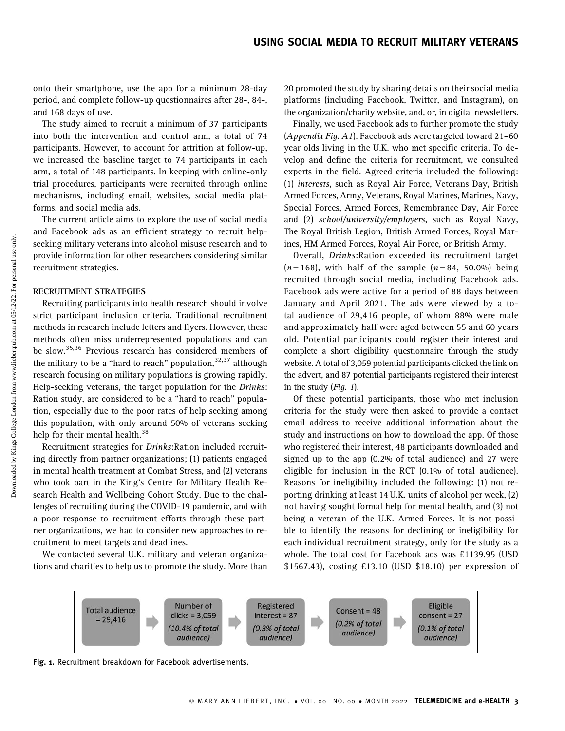onto their smartphone, use the app for a minimum 28-day period, and complete follow-up questionnaires after 28-, 84-, and 168 days of use.

The study aimed to recruit a minimum of 37 participants into both the intervention and control arm, a total of 74 participants. However, to account for attrition at follow-up, we increased the baseline target to 74 participants in each arm, a total of 148 participants. In keeping with online-only trial procedures, participants were recruited through online mechanisms, including email, websites, social media platforms, and social media ads.

The current article aims to explore the use of social media and Facebook ads as an efficient strategy to recruit help-seeking military veterans into alcohol misuse research and to provide information for other researchers considering similar recruitment strategies.

## RECRUITMENT STRATEGIES

Recruiting participants into health research should involve strict participant inclusion criteria. Traditional recruitment methods in research include letters and flyers. However, these methods often miss underrepresented populations and can be slow.[35,36] Previous research has considered members of the military to be a "hard to reach" population,[32,37] although research focusing on military populations is growing rapidly. Help-seeking veterans, the target population for the *Drinks*:Ration study, are considered to be a "hard to reach" population, especially due to the poor rates of help seeking among this population, with only around 50% of veterans seeking help for their mental health.[38]

Recruitment strategies for *Drinks*:Ration included recruiting directly from partner organizations; (1) patients engaged in mental health treatment at Combat Stress, and (2) veterans who took part in the King's Centre for Military Health Research Health and Wellbeing Cohort Study. Due to the challenges of recruiting during the COVID-19 pandemic, and with a poor response to recruitment efforts through these partner organizations, we had to consider new approaches to recruitment to meet targets and deadlines.

We contacted several U.K. military and veteran organizations and charities to help us to promote the study. More than 20 promoted the study by sharing details on their social media platforms (including Facebook, Twitter, and Instagram), on the organization/charity website, and, or, in digital newsletters.

Finally, we used Facebook ads to further promote the study (*Appendix Fig. A1*). Facebook ads were targeted toward 21–60 year olds living in the U.K. who met specific criteria. To develop and define the criteria for recruitment, we consulted experts in the field. Agreed criteria included the following: (1) *interests*, such as Royal Air Force, Veterans Day, British Armed Forces, Army, Veterans, Royal Marines, Marines, Navy, Special Forces, Armed Forces, Remembrance Day, Air Force and (2) *school/university/employers*, such as Royal Navy, The Royal British Legion, British Armed Forces, Royal Marines, HM Armed Forces, Royal Air Force, or British Army.

Overall, *Drinks*:Ration exceeded its recruitment target ($n = 168$), with half of the sample ($n = 84$, 50.0%) being recruited through social media, including Facebook ads. Facebook ads were active for a period of 88 days between January and April 2021. The ads were viewed by a total audience of 29,416 people, of whom 88% were male and approximately half were aged between 55 and 60 years old. Potential participants could register their interest and complete a short eligibility questionnaire through the study website. A total of 3,059 potential participants clicked the link on the advert, and 87 potential participants registered their interest in the study (*Fig. 1*).

Of these potential participants, those who met inclusion criteria for the study were then asked to provide a contact email address to receive additional information about the study and instructions on how to download the app. Of those who registered their interest, 48 participants downloaded and signed up to the app (0.2% of total audience) and 27 were eligible for inclusion in the RCT (0.1% of total audience). Reasons for ineligibility included the following: (1) not reporting drinking at least 14 U.K. units of alcohol per week, (2) not having sought formal help for mental health, and (3) not being a veteran of the U.K. Armed Forces. It is not possible to identify the reasons for declining or ineligibility for each individual recruitment strategy, only for the study as a whole. The total cost for Facebook ads was £1139.95 (USD $1567.43), costing £13.10 (USD $18.10) per expression of

| Total audience = 29,416 | → | Number of clicks = 3,059 (10.4% of total audience) | → | Registered interest = 87 (0.3% of total audience) | → | Consent = 48 (0.2% of total audience) | → | Eligible consent = 27 (0.1% of total audience) |
|---|---|---|---|---|---|---|---|---|

**Fig. 1.** Recruitment breakdown for Facebook advertisements.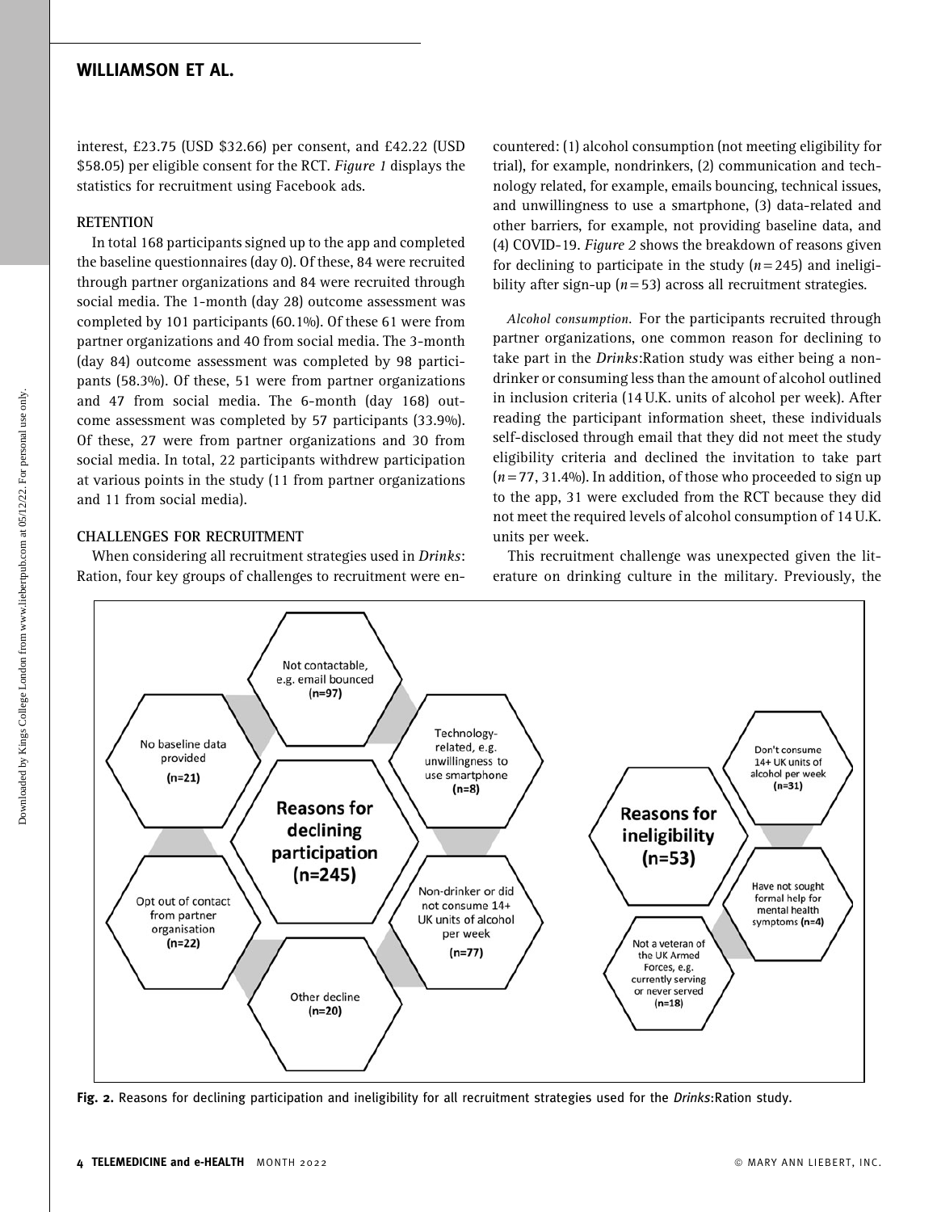interest, £23.75 (USD $32.66) per consent, and £42.22 (USD $58.05) per eligible consent for the RCT. *Figure 1* displays the statistics for recruitment using Facebook ads.

## RETENTION

In total 168 participants signed up to the app and completed the baseline questionnaires (day 0). Of these, 84 were recruited through partner organizations and 84 were recruited through social media. The 1-month (day 28) outcome assessment was completed by 101 participants (60.1%). Of these 61 were from partner organizations and 40 from social media. The 3-month (day 84) outcome assessment was completed by 98 participants (58.3%). Of these, 51 were from partner organizations and 47 from social media. The 6-month (day 168) outcome assessment was completed by 57 participants (33.9%). Of these, 27 were from partner organizations and 30 from social media. In total, 22 participants withdrew participation at various points in the study (11 from partner organizations and 11 from social media).

## CHALLENGES FOR RECRUITMENT

When considering all recruitment strategies used in *Drinks*:Ration, four key groups of challenges to recruitment were encountered: (1) alcohol consumption (not meeting eligibility for trial), for example, nondrinkers, (2) communication and technology related, for example, emails bouncing, technical issues, and unwillingness to use a smartphone, (3) data-related and other barriers, for example, not providing baseline data, and (4) COVID-19. *Figure 2* shows the breakdown of reasons given for declining to participate in the study ($n = 245$) and ineligibility after sign-up ($n = 53$) across all recruitment strategies.

*Alcohol consumption.* For the participants recruited through partner organizations, one common reason for declining to take part in the *Drinks*:Ration study was either being a nondrinker or consuming less than the amount of alcohol outlined in inclusion criteria (14 U.K. units of alcohol per week). After reading the participant information sheet, these individuals self-disclosed through email that they did not meet the study eligibility criteria and declined the invitation to take part ($n = 77$, 31.4%). In addition, of those who proceeded to sign up to the app, 31 were excluded from the RCT because they did not meet the required levels of alcohol consumption of 14 U.K. units per week.

This recruitment challenge was unexpected given the literature on drinking culture in the military. Previously, the

Reasons for declining participation (n=245): Not contactable, e.g. email bounced (n=97); Technology-related, e.g. unwillingness to use smartphone (n=8); Non-drinker or did not consume 14+ UK units of alcohol per week (n=77); Other decline (n=20); Opt out of contact from partner organisation (n=22); No baseline data provided (n=21).

Reasons for ineligibility (n=53): Don't consume 14+ UK units of alcohol per week (n=31); Have not sought formal help for mental health symptoms (n=4); Not a veteran of the UK Armed Forces, e.g. currently serving or never served (n=18).

**Fig. 2.** Reasons for declining participation and ineligibility for all recruitment strategies used for the *Drinks*:Ration study.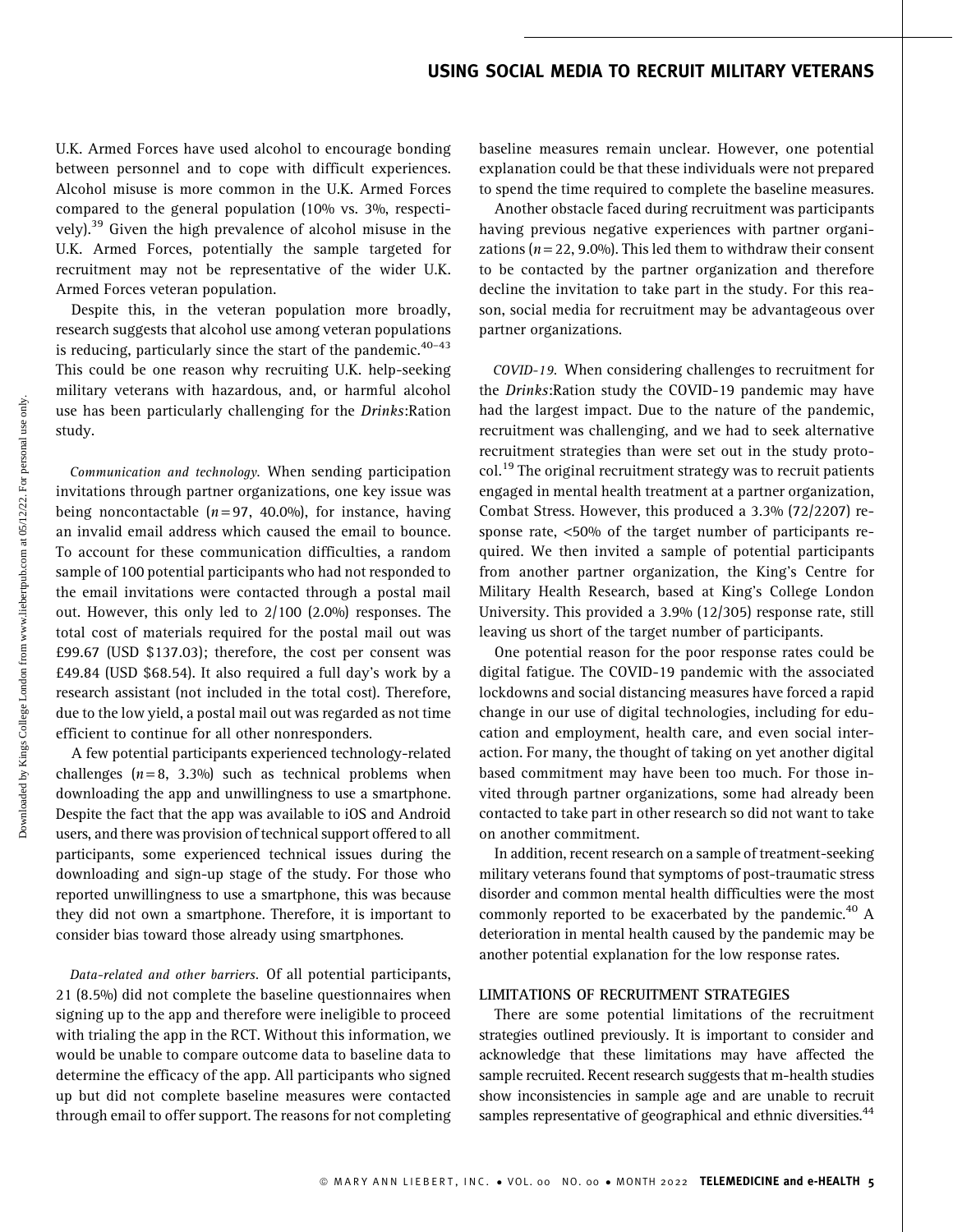U.K. Armed Forces have used alcohol to encourage bonding between personnel and to cope with difficult experiences. Alcohol misuse is more common in the U.K. Armed Forces compared to the general population (10% vs. 3%, respectively).[39] Given the high prevalence of alcohol misuse in the U.K. Armed Forces, potentially the sample targeted for recruitment may not be representative of the wider U.K. Armed Forces veteran population.

Despite this, in the veteran population more broadly, research suggests that alcohol use among veteran populations is reducing, particularly since the start of the pandemic.[40–43] This could be one reason why recruiting U.K. help-seeking military veterans with hazardous, and, or harmful alcohol use has been particularly challenging for the *Drinks*:Ration study.

*Communication and technology.* When sending participation invitations through partner organizations, one key issue was being noncontactable ($n = 97$, 40.0%), for instance, having an invalid email address which caused the email to bounce. To account for these communication difficulties, a random sample of 100 potential participants who had not responded to the email invitations were contacted through a postal mail out. However, this only led to 2/100 (2.0%) responses. The total cost of materials required for the postal mail out was £99.67 (USD $137.03); therefore, the cost per consent was £49.84 (USD $68.54). It also required a full day's work by a research assistant (not included in the total cost). Therefore, due to the low yield, a postal mail out was regarded as not time efficient to continue for all other nonresponders.

A few potential participants experienced technology-related challenges ($n = 8$, 3.3%) such as technical problems when downloading the app and unwillingness to use a smartphone. Despite the fact that the app was available to iOS and Android users, and there was provision of technical support offered to all participants, some experienced technical issues during the downloading and sign-up stage of the study. For those who reported unwillingness to use a smartphone, this was because they did not own a smartphone. Therefore, it is important to consider bias toward those already using smartphones.

*Data-related and other barriers.* Of all potential participants, 21 (8.5%) did not complete the baseline questionnaires when signing up to the app and therefore were ineligible to proceed with trialing the app in the RCT. Without this information, we would be unable to compare outcome data to baseline data to determine the efficacy of the app. All participants who signed up but did not complete baseline measures were contacted through email to offer support. The reasons for not completing baseline measures remain unclear. However, one potential explanation could be that these individuals were not prepared to spend the time required to complete the baseline measures.

Another obstacle faced during recruitment was participants having previous negative experiences with partner organizations ($n = 22$, 9.0%). This led them to withdraw their consent to be contacted by the partner organization and therefore decline the invitation to take part in the study. For this reason, social media for recruitment may be advantageous over partner organizations.

*COVID-19.* When considering challenges to recruitment for the *Drinks*:Ration study the COVID-19 pandemic may have had the largest impact. Due to the nature of the pandemic, recruitment was challenging, and we had to seek alternative recruitment strategies than were set out in the study protocol.[19] The original recruitment strategy was to recruit patients engaged in mental health treatment at a partner organization, Combat Stress. However, this produced a 3.3% (72/2207) response rate, <50% of the target number of participants required. We then invited a sample of potential participants from another partner organization, the King's Centre for Military Health Research, based at King's College London University. This provided a 3.9% (12/305) response rate, still leaving us short of the target number of participants.

One potential reason for the poor response rates could be digital fatigue. The COVID-19 pandemic with the associated lockdowns and social distancing measures have forced a rapid change in our use of digital technologies, including for education and employment, health care, and even social interaction. For many, the thought of taking on yet another digital based commitment may have been too much. For those invited through partner organizations, some had already been contacted to take part in other research so did not want to take on another commitment.

In addition, recent research on a sample of treatment-seeking military veterans found that symptoms of post-traumatic stress disorder and common mental health difficulties were the most commonly reported to be exacerbated by the pandemic.[40] A deterioration in mental health caused by the pandemic may be another potential explanation for the low response rates.

## LIMITATIONS OF RECRUITMENT STRATEGIES

There are some potential limitations of the recruitment strategies outlined previously. It is important to consider and acknowledge that these limitations may have affected the sample recruited. Recent research suggests that m-health studies show inconsistencies in sample age and are unable to recruit samples representative of geographical and ethnic diversities.[44]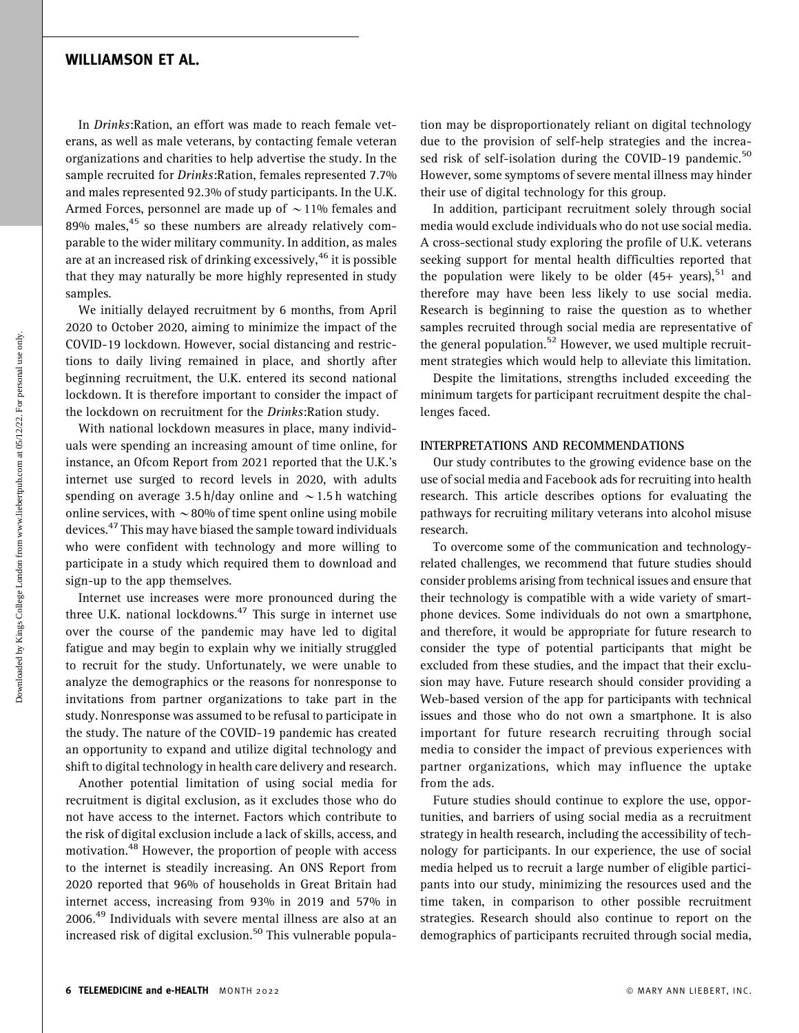In *Drinks*:Ration, an effort was made to reach female veterans, as well as male veterans, by contacting female veteran organizations and charities to help advertise the study. In the sample recruited for *Drinks*:Ration, females represented 7.7% and males represented 92.3% of study participants. In the U.K. Armed Forces, personnel are made up of ~11% females and 89% males,[45] so these numbers are already relatively comparable to the wider military community. In addition, as males are at an increased risk of drinking excessively,[46] it is possible that they may naturally be more highly represented in study samples.

We initially delayed recruitment by 6 months, from April 2020 to October 2020, aiming to minimize the impact of the COVID-19 lockdown. However, social distancing and restrictions to daily living remained in place, and shortly after beginning recruitment, the U.K. entered its second national lockdown. It is therefore important to consider the impact of the lockdown on recruitment for the *Drinks*:Ration study.

With national lockdown measures in place, many individuals were spending an increasing amount of time online, for instance, an Ofcom Report from 2021 reported that the U.K.'s internet use surged to record levels in 2020, with adults spending on average 3.5 h/day online and ~1.5 h watching online services, with ~80% of time spent online using mobile devices.[47] This may have biased the sample toward individuals who were confident with technology and more willing to participate in a study which required them to download and sign-up to the app themselves.

Internet use increases were more pronounced during the three U.K. national lockdowns.[47] This surge in internet use over the course of the pandemic may have led to digital fatigue and may begin to explain why we initially struggled to recruit for the study. Unfortunately, we were unable to analyze the demographics or the reasons for nonresponse to invitations from partner organizations to take part in the study. Nonresponse was assumed to be refusal to participate in the study. The nature of the COVID-19 pandemic has created an opportunity to expand and utilize digital technology and shift to digital technology in health care delivery and research.

Another potential limitation of using social media for recruitment is digital exclusion, as it excludes those who do not have access to the internet. Factors which contribute to the risk of digital exclusion include a lack of skills, access, and motivation.[48] However, the proportion of people with access to the internet is steadily increasing. An ONS Report from 2020 reported that 96% of households in Great Britain had internet access, increasing from 93% in 2019 and 57% in 2006.[49] Individuals with severe mental illness are also at an increased risk of digital exclusion.[50] This vulnerable population may be disproportionately reliant on digital technology due to the provision of self-help strategies and the increased risk of self-isolation during the COVID-19 pandemic.[50] However, some symptoms of severe mental illness may hinder their use of digital technology for this group.

In addition, participant recruitment solely through social media would exclude individuals who do not use social media. A cross-sectional study exploring the profile of U.K. veterans seeking support for mental health difficulties reported that the population were likely to be older (45+ years),[51] and therefore may have been less likely to use social media. Research is beginning to raise the question as to whether samples recruited through social media are representative of the general population.[52] However, we used multiple recruitment strategies which would help to alleviate this limitation.

Despite the limitations, strengths included exceeding the minimum targets for participant recruitment despite the challenges faced.

## INTERPRETATIONS AND RECOMMENDATIONS

Our study contributes to the growing evidence base on the use of social media and Facebook ads for recruiting into health research. This article describes options for evaluating the pathways for recruiting military veterans into alcohol misuse research.

To overcome some of the communication and technology-related challenges, we recommend that future studies should consider problems arising from technical issues and ensure that their technology is compatible with a wide variety of smartphone devices. Some individuals do not own a smartphone, and therefore, it would be appropriate for future research to consider the type of potential participants that might be excluded from these studies, and the impact that their exclusion may have. Future research should consider providing a Web-based version of the app for participants with technical issues and those who do not own a smartphone. It is also important for future research recruiting through social media to consider the impact of previous experiences with partner organizations, which may influence the uptake from the ads.

Future studies should continue to explore the use, opportunities, and barriers of using social media as a recruitment strategy in health research, including the accessibility of technology for participants. In our experience, the use of social media helped us to recruit a large number of eligible participants into our study, minimizing the resources used and the time taken, in comparison to other possible recruitment strategies. Research should also continue to report on the demographics of participants recruited through social media,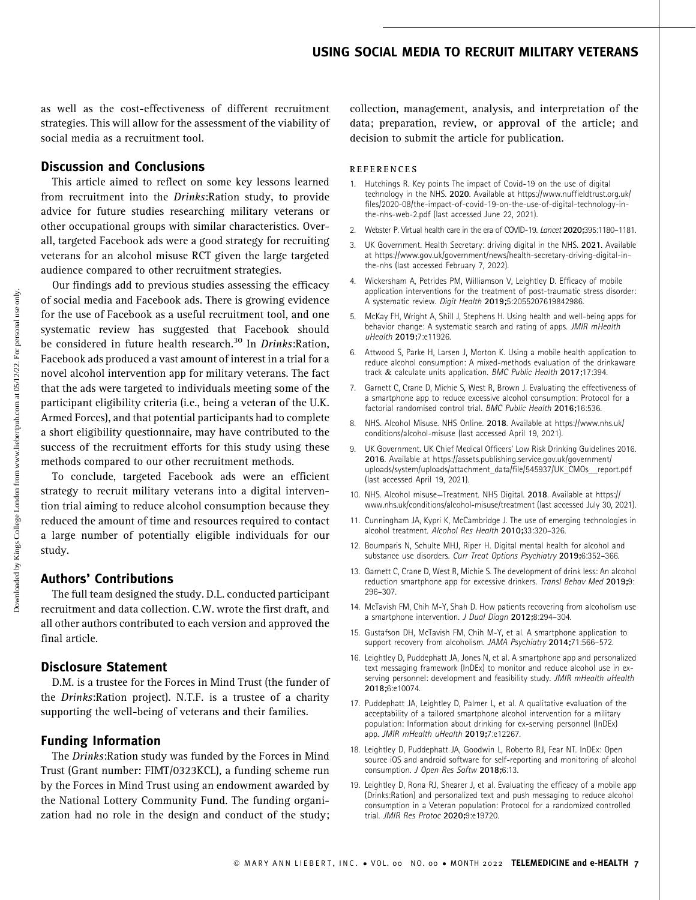as well as the cost-effectiveness of different recruitment strategies. This will allow for the assessment of the viability of social media as a recruitment tool.

## Discussion and Conclusions

This article aimed to reflect on some key lessons learned from recruitment into the *Drinks*:Ration study, to provide advice for future studies researching military veterans or other occupational groups with similar characteristics. Overall, targeted Facebook ads were a good strategy for recruiting veterans for an alcohol misuse RCT given the large targeted audience compared to other recruitment strategies.

Our findings add to previous studies assessing the efficacy of social media and Facebook ads. There is growing evidence for the use of Facebook as a useful recruitment tool, and one systematic review has suggested that Facebook should be considered in future health research.[30] In *Drinks*:Ration, Facebook ads produced a vast amount of interest in a trial for a novel alcohol intervention app for military veterans. The fact that the ads were targeted to individuals meeting some of the participant eligibility criteria (i.e., being a veteran of the U.K. Armed Forces), and that potential participants had to complete a short eligibility questionnaire, may have contributed to the success of the recruitment efforts for this study using these methods compared to our other recruitment methods.

To conclude, targeted Facebook ads were an efficient strategy to recruit military veterans into a digital intervention trial aiming to reduce alcohol consumption because they reduced the amount of time and resources required to contact a large number of potentially eligible individuals for our study.

## Authors' Contributions

The full team designed the study. D.L. conducted participant recruitment and data collection. C.W. wrote the first draft, and all other authors contributed to each version and approved the final article.

## Disclosure Statement

D.M. is a trustee for the Forces in Mind Trust (the funder of the *Drinks*:Ration project). N.T.F. is a trustee of a charity supporting the well-being of veterans and their families.

## Funding Information

The *Drinks*:Ration study was funded by the Forces in Mind Trust (Grant number: FIMT/0323KCL), a funding scheme run by the Forces in Mind Trust using an endowment awarded by the National Lottery Community Fund. The funding organization had no role in the design and conduct of the study; collection, management, analysis, and interpretation of the data; preparation, review, or approval of the article; and decision to submit the article for publication.

## REFERENCES

1. Hutchings R. Key points The impact of Covid-19 on the use of digital technology in the NHS. **2020**. Available at https://www.nuffieldtrust.org.uk/files/2020-08/the-impact-of-covid-19-on-the-use-of-digital-technology-in-the-nhs-web-2.pdf (last accessed June 22, 2021).
2. Webster P. Virtual health care in the era of COVID-19. *Lancet* **2020;**395:1180–1181.
3. UK Government. Health Secretary: driving digital in the NHS. **2021**. Available at https://www.gov.uk/government/news/health-secretary-driving-digital-in-the-nhs (last accessed February 7, 2022).
4. Wickersham A, Petrides PM, Williamson V, Leightley D. Efficacy of mobile application interventions for the treatment of post-traumatic stress disorder: A systematic review. *Digit Health* **2019;**5:2055207619842986.
5. McKay FH, Wright A, Shill J, Stephens H. Using health and well-being apps for behavior change: A systematic search and rating of apps. *JMIR mHealth uHealth* **2019;**7:e11926.
6. Attwood S, Parke H, Larsen J, Morton K. Using a mobile health application to reduce alcohol consumption: A mixed-methods evaluation of the drinkaware track & calculate units application. *BMC Public Health* **2017;**17:394.
7. Garnett C, Crane D, Michie S, West R, Brown J. Evaluating the effectiveness of a smartphone app to reduce excessive alcohol consumption: Protocol for a factorial randomised control trial. *BMC Public Health* **2016;**16:536.
8. NHS. Alcohol Misuse. NHS Online. **2018**. Available at https://www.nhs.uk/conditions/alcohol-misuse (last accessed April 19, 2021).
9. UK Government. UK Chief Medical Officers' Low Risk Drinking Guidelines 2016. **2016**. Available at https://assets.publishing.service.gov.uk/government/uploads/system/uploads/attachment_data/file/545937/UK_CMOs__report.pdf (last accessed April 19, 2021).
10. NHS. Alcohol misuse—Treatment. NHS Digital. **2018**. Available at https://www.nhs.uk/conditions/alcohol-misuse/treatment (last accessed July 30, 2021).
11. Cunningham JA, Kypri K, McCambridge J. The use of emerging technologies in alcohol treatment. *Alcohol Res Health* **2010;**33:320–326.
12. Boumparis N, Schulte MHJ, Riper H. Digital mental health for alcohol and substance use disorders. *Curr Treat Options Psychiatry* **2019;**6:352–366.
13. Garnett C, Crane D, West R, Michie S. The development of drink less: An alcohol reduction smartphone app for excessive drinkers. *Transl Behav Med* **2019;**9:296–307.
14. McTavish FM, Chih M-Y, Shah D. How patients recovering from alcoholism use a smartphone intervention. *J Dual Diagn* **2012;**8:294–304.
15. Gustafson DH, McTavish FM, Chih M-Y, et al. A smartphone application to support recovery from alcoholism. *JAMA Psychiatry* **2014;**71:566–572.
16. Leightley D, Puddephatt JA, Jones N, et al. A smartphone app and personalized text messaging framework (InDEx) to monitor and reduce alcohol use in ex-serving personnel: development and feasibility study. *JMIR mHealth uHealth* **2018;**6:e10074.
17. Puddephatt JA, Leightley D, Palmer L, et al. A qualitative evaluation of the acceptability of a tailored smartphone alcohol intervention for a military population: Information about drinking for ex-serving personnel (InDEx) app. *JMIR mHealth uHealth* **2019;**7:e12267.
18. Leightley D, Puddephatt JA, Goodwin L, Roberto RJ, Fear NT. InDEx: Open source iOS and android software for self-reporting and monitoring of alcohol consumption. *J Open Res Softw* **2018;**6:13.
19. Leightley D, Rona RJ, Shearer J, et al. Evaluating the efficacy of a mobile app (Drinks:Ration) and personalized text and push messaging to reduce alcohol consumption in a Veteran population: Protocol for a randomized controlled trial. *JMIR Res Protoc* **2020;**9:e19720.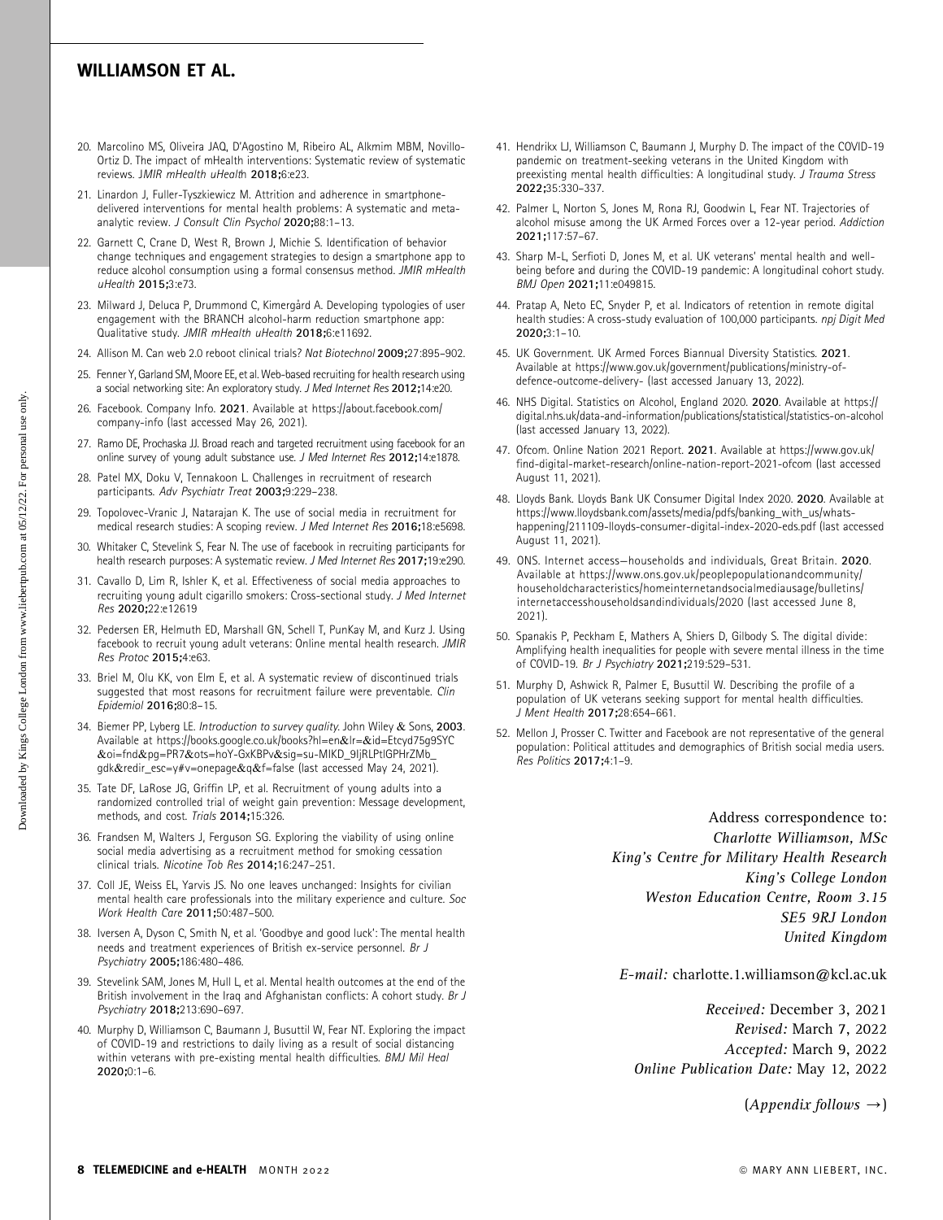20. Marcolino MS, Oliveira JAQ, D'Agostino M, Ribeiro AL, Alkmim MBM, Novillo-Ortiz D. The impact of mHealth interventions: Systematic review of systematic reviews. *JMIR mHealth uHealth* **2018;**6:e23.

21. Linardon J, Fuller-Tyszkiewicz M. Attrition and adherence in smartphone-delivered interventions for mental health problems: A systematic and meta-analytic review. *J Consult Clin Psychol* **2020;**88:1–13.

22. Garnett C, Crane D, West R, Brown J, Michie S. Identification of behavior change techniques and engagement strategies to design a smartphone app to reduce alcohol consumption using a formal consensus method. *JMIR mHealth uHealth* **2015;**3:e73.

23. Milward J, Deluca P, Drummond C, Kimergård A. Developing typologies of user engagement with the BRANCH alcohol-harm reduction smartphone app: Qualitative study. *JMIR mHealth uHealth* **2018;**6:e11692.

24. Allison M. Can web 2.0 reboot clinical trials? *Nat Biotechnol* **2009;**27:895–902.

25. Fenner Y, Garland SM, Moore EE, et al. Web-based recruiting for health research using a social networking site: An exploratory study. *J Med Internet Res* **2012;**14:e20.

26. Facebook. Company Info. **2021**. Available at https://about.facebook.com/company-info (last accessed May 26, 2021).

27. Ramo DE, Prochaska JJ. Broad reach and targeted recruitment using facebook for an online survey of young adult substance use. *J Med Internet Res* **2012;**14:e1878.

28. Patel MX, Doku V, Tennakoon L. Challenges in recruitment of research participants. *Adv Psychiatr Treat* **2003;**9:229–238.

29. Topolovec-Vranic J, Natarajan K. The use of social media in recruitment for medical research studies: A scoping review. *J Med Internet Res* **2016;**18:e5698.

30. Whitaker C, Stevelink S, Fear N. The use of facebook in recruiting participants for health research purposes: A systematic review. *J Med Internet Res* **2017;**19:e290.

31. Cavallo D, Lim R, Ishler K, et al. Effectiveness of social media approaches to recruiting young adult cigarillo smokers: Cross-sectional study. *J Med Internet Res* **2020;**22:e12619

32. Pedersen ER, Helmuth ED, Marshall GN, Schell T, PunKay M, and Kurz J. Using facebook to recruit young adult veterans: Online mental health research. *JMIR Res Protoc* **2015;**4:e63.

33. Briel M, Olu KK, von Elm E, et al. A systematic review of discontinued trials suggested that most reasons for recruitment failure were preventable. *Clin Epidemiol* **2016;**80:8–15.

34. Biemer PP, Lyberg LE. *Introduction to survey quality*. John Wiley & Sons, **2003**. Available at https://books.google.co.uk/books?hl=en&lr=&id=Etcyd75g9SYC&oi=fnd&pg=PR7&ots=hoY-GxKBPv&sig=su-MIKD_9IjRLPtIGPHrZMb_gdk&redir_esc=y#v=onepage&q&f=false (last accessed May 24, 2021).

35. Tate DF, LaRose JG, Griffin LP, et al. Recruitment of young adults into a randomized controlled trial of weight gain prevention: Message development, methods, and cost. *Trials* **2014;**15:326.

36. Frandsen M, Walters J, Ferguson SG. Exploring the viability of using online social media advertising as a recruitment method for smoking cessation clinical trials. *Nicotine Tob Res* **2014;**16:247–251.

37. Coll JE, Weiss EL, Yarvis JS. No one leaves unchanged: Insights for civilian mental health care professionals into the military experience and culture. *Soc Work Health Care* **2011;**50:487–500.

38. Iversen A, Dyson C, Smith N, et al. 'Goodbye and good luck': The mental health needs and treatment experiences of British ex-service personnel. *Br J Psychiatry* **2005;**186:480–486.

39. Stevelink SAM, Jones M, Hull L, et al. Mental health outcomes at the end of the British involvement in the Iraq and Afghanistan conflicts: A cohort study. *Br J Psychiatry* **2018;**213:690–697.

40. Murphy D, Williamson C, Baumann J, Busuttil W, Fear NT. Exploring the impact of COVID-19 and restrictions to daily living as a result of social distancing within veterans with pre-existing mental health difficulties. *BMJ Mil Heal* **2020;**0:1–6.

41. Hendrikx LJ, Williamson C, Baumann J, Murphy D. The impact of the COVID-19 pandemic on treatment-seeking veterans in the United Kingdom with preexisting mental health difficulties: A longitudinal study. *J Trauma Stress* **2022;**35:330–337.

42. Palmer L, Norton S, Jones M, Rona RJ, Goodwin L, Fear NT. Trajectories of alcohol misuse among the UK Armed Forces over a 12-year period. *Addiction* **2021;**117:57–67.

43. Sharp M-L, Serfioti D, Jones M, et al. UK veterans' mental health and well-being before and during the COVID-19 pandemic: A longitudinal cohort study. *BMJ Open* **2021;**11:e049815.

44. Pratap A, Neto EC, Snyder P, et al. Indicators of retention in remote digital health studies: A cross-study evaluation of 100,000 participants. *npj Digit Med* **2020;**3:1–10.

45. UK Government. UK Armed Forces Biannual Diversity Statistics. **2021**. Available at https://www.gov.uk/government/publications/ministry-of-defence-outcome-delivery- (last accessed January 13, 2022).

46. NHS Digital. Statistics on Alcohol, England 2020. **2020**. Available at https://digital.nhs.uk/data-and-information/publications/statistical/statistics-on-alcohol (last accessed January 13, 2022).

47. Ofcom. Online Nation 2021 Report. **2021**. Available at https://www.gov.uk/find-digital-market-research/online-nation-report-2021-ofcom (last accessed August 11, 2021).

48. Lloyds Bank. Lloyds Bank UK Consumer Digital Index 2020. **2020**. Available at https://www.lloydsbank.com/assets/media/pdfs/banking_with_us/whats-happening/211109-lloyds-consumer-digital-index-2020-eds.pdf (last accessed August 11, 2021).

49. ONS. Internet access—households and individuals, Great Britain. **2020**. Available at https://www.ons.gov.uk/peoplepopulationandcommunity/householdcharacteristics/homeinternetandsocialmediausage/bulletins/internetaccesshouseholdsandindividuals/2020 (last accessed June 8, 2021).

50. Spanakis P, Peckham E, Mathers A, Shiers D, Gilbody S. The digital divide: Amplifying health inequalities for people with severe mental illness in the time of COVID-19. *Br J Psychiatry* **2021;**219:529–531.

51. Murphy D, Ashwick R, Palmer E, Busuttil W. Describing the profile of a population of UK veterans seeking support for mental health difficulties. *J Ment Health* **2017;**28:654–661.

52. Mellon J, Prosser C. Twitter and Facebook are not representative of the general population: Political attitudes and demographics of British social media users. *Res Politics* **2017;**4:1–9.

Address correspondence to:
*Charlotte Williamson, MSc*
*King's Centre for Military Health Research*
*King's College London*
*Weston Education Centre, Room 3.15*
*SE5 9RJ London*
*United Kingdom*

*E-mail:* charlotte.1.williamson@kcl.ac.uk

*Received:* December 3, 2021
*Revised:* March 7, 2022
*Accepted:* March 9, 2022
*Online Publication Date:* May 12, 2022

(*Appendix follows* →)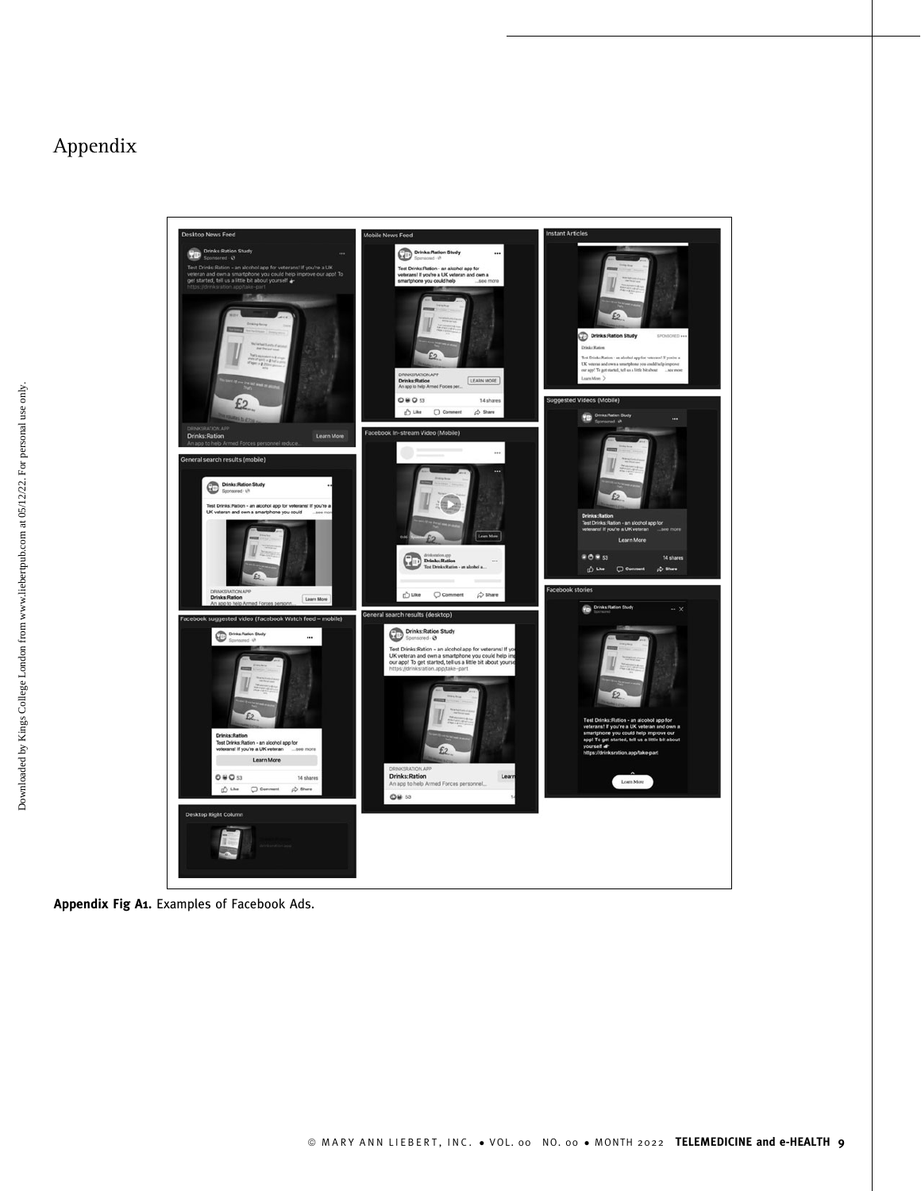# Appendix

**Appendix Fig A1.** Examples of Facebook Ads.